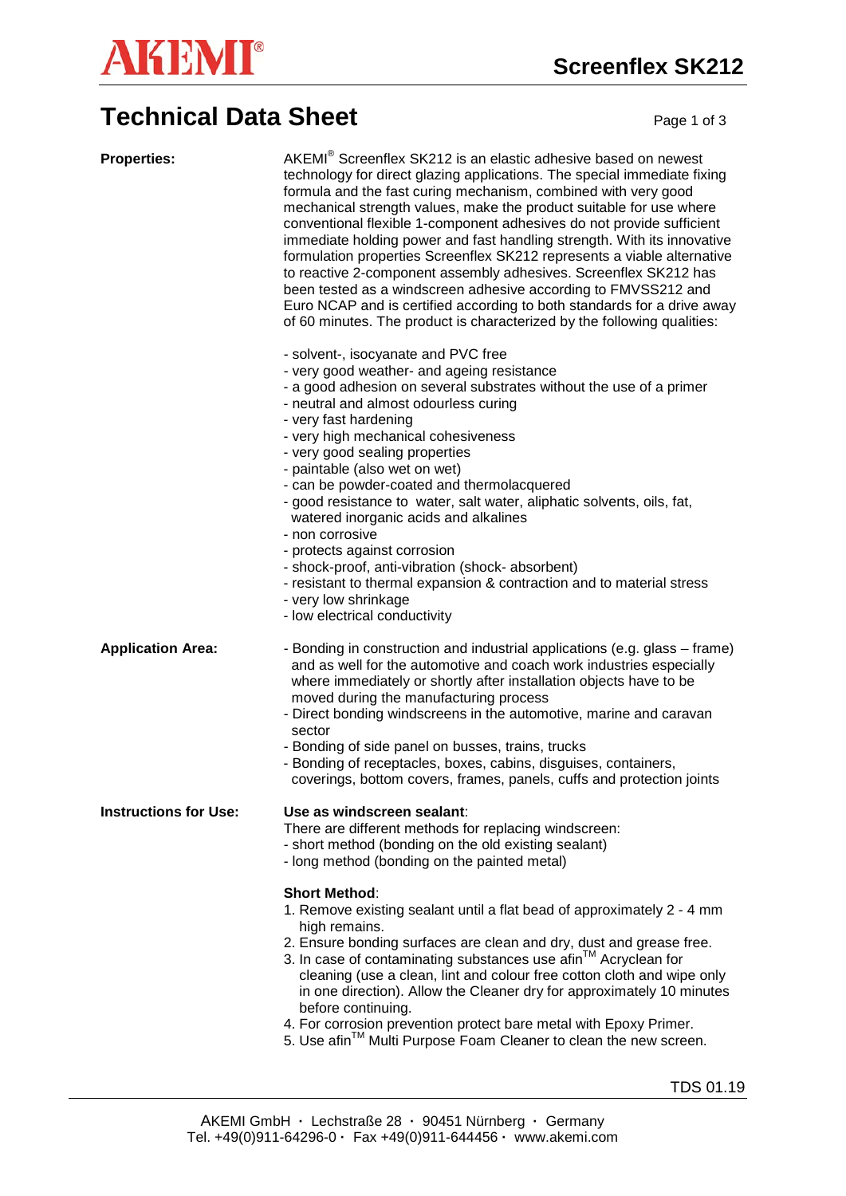# Screenflex SK212

## Technical Data Sheet

**Properties:**

AKEMI® Screenflex SK212 is an elastic adhesive based on newest technology for direct glazing applications. The special immediate fixing formula and the fast curing mechanism, combined with very good mechanical strength values, make the product suitable for use where conventional flexible 1-component adhesives do not provide sufficient immediate holding power and fast handling strength. With its innovative formulation properties Screenflex SK212 represents a viable alternative to reactive 2-component assembly adhesives. Screenflex SK212 has been tested as a windscreen adhesive according to FMVSS212 and Euro NCAP and is certified according to both standards for a drive away of 60 minutes. The product is characterized by the following qualities:

- solvent-, isocyanate and PVC free
- very good weather- and ageing resistance
- a good adhesion on several substrates without the use of a primer
- neutral and almost odourless curing
- very fast hardening
- very high mechanical cohesiveness
- very good sealing properties
- paintable (also wet on wet)
- can be powder-coated and thermolacquered
- good resistance to water, salt water, aliphatic solvents, oils, fat, watered inorganic acids and alkalines
- non corrosive
- protects against corrosion
- shock-proof, anti-vibration (shock- absorbent)
- resistant to thermal expansion & contraction and to material stress
- very low shrinkage
- low electrical conductivity

**Application Area:**

- Bonding in construction and industrial applications (e.g. glass – frame) and as well for the automotive and coach work industries especially where immediately or shortly after installation objects have to be moved during the manufacturing process
- Direct bonding windscreens in the automotive, marine and caravan sector
- Bonding of side panel on busses, trains, trucks
- Bonding of receptacles, boxes, cabins, disguises, containers, coverings, bottom covers, frames, panels, cuffs and protection joints

**Instructions for Use:**

**Use as windscreen sealant**:
There are different methods for replacing windscreen:
- short method (bonding on the old existing sealant)
- long method (bonding on the painted metal)

**Short Method**:
1. Remove existing sealant until a flat bead of approximately 2 - 4 mm high remains.
2. Ensure bonding surfaces are clean and dry, dust and grease free.
3. In case of contaminating substances use afin™ Acryclean for cleaning (use a clean, lint and colour free cotton cloth and wipe only in one direction). Allow the Cleaner dry for approximately 10 minutes before continuing.
4. For corrosion prevention protect bare metal with Epoxy Primer.
5. Use afin™ Multi Purpose Foam Cleaner to clean the new screen.

TDS 01.19

AKEMI GmbH · Lechstraße 28 · 90451 Nürnberg · Germany
Tel. +49(0)911-64296-0 · Fax +49(0)911-644456 · www.akemi.com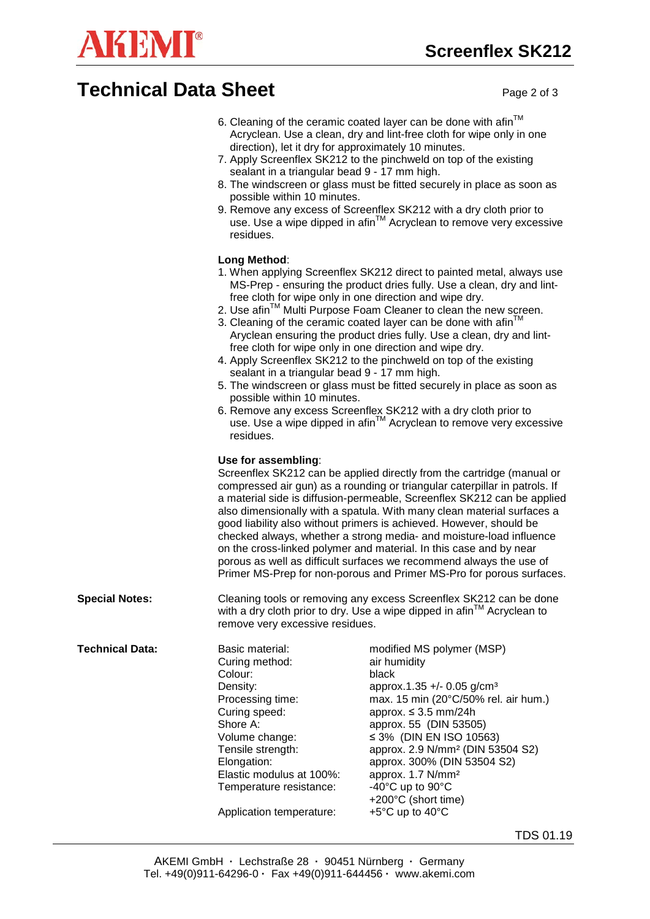6. Cleaning of the ceramic coated layer can be done with afin™ Acryclean. Use a clean, dry and lint-free cloth for wipe only in one direction), let it dry for approximately 10 minutes.
7. Apply Screenflex SK212 to the pinchweld on top of the existing sealant in a triangular bead 9 - 17 mm high.
8. The windscreen or glass must be fitted securely in place as soon as possible within 10 minutes.
9. Remove any excess of Screenflex SK212 with a dry cloth prior to use. Use a wipe dipped in afin™ Acryclean to remove very excessive residues.

**Long Method**:

1. When applying Screenflex SK212 direct to painted metal, always use MS-Prep - ensuring the product dries fully. Use a clean, dry and lint-free cloth for wipe only in one direction and wipe dry.
2. Use afin™ Multi Purpose Foam Cleaner to clean the new screen.
3. Cleaning of the ceramic coated layer can be done with afin™ Aryclean ensuring the product dries fully. Use a clean, dry and lint-free cloth for wipe only in one direction and wipe dry.
4. Apply Screenflex SK212 to the pinchweld on top of the existing sealant in a triangular bead 9 - 17 mm high.
5. The windscreen or glass must be fitted securely in place as soon as possible within 10 minutes.
6. Remove any excess Screenflex SK212 with a dry cloth prior to use. Use a wipe dipped in afin™ Acryclean to remove very excessive residues.

**Use for assembling**:

Screenflex SK212 can be applied directly from the cartridge (manual or compressed air gun) as a rounding or triangular caterpillar in patrols. If a material side is diffusion-permeable, Screenflex SK212 can be applied also dimensionally with a spatula. With many clean material surfaces a good liability also without primers is achieved. However, should be checked always, whether a strong media- and moisture-load influence on the cross-linked polymer and material. In this case and by near porous as well as difficult surfaces we recommend always the use of Primer MS-Prep for non-porous and Primer MS-Pro for porous surfaces.

**Special Notes:**

Cleaning tools or removing any excess Screenflex SK212 can be done with a dry cloth prior to dry. Use a wipe dipped in afin™ Acryclean to remove very excessive residues.

**Technical Data:**

| | |
|---|---|
| Basic material: | modified MS polymer (MSP) |
| Curing method: | air humidity |
| Colour: | black |
| Density: | approx.1.35 +/- 0.05 g/cm³ |
| Processing time: | max. 15 min (20°C/50% rel. air hum.) |
| Curing speed: | approx. ≤ 3.5 mm/24h |
| Shore A: | approx. 55 (DIN 53505) |
| Volume change: | ≤ 3% (DIN EN ISO 10563) |
| Tensile strength: | approx. 2.9 N/mm² (DIN 53504 S2) |
| Elongation: | approx. 300% (DIN 53504 S2) |
| Elastic modulus at 100%: | approx. 1.7 N/mm² |
| Temperature resistance: | -40°C up to 90°C<br>+200°C (short time) |
| Application temperature: | +5°C up to 40°C |

TDS 01.19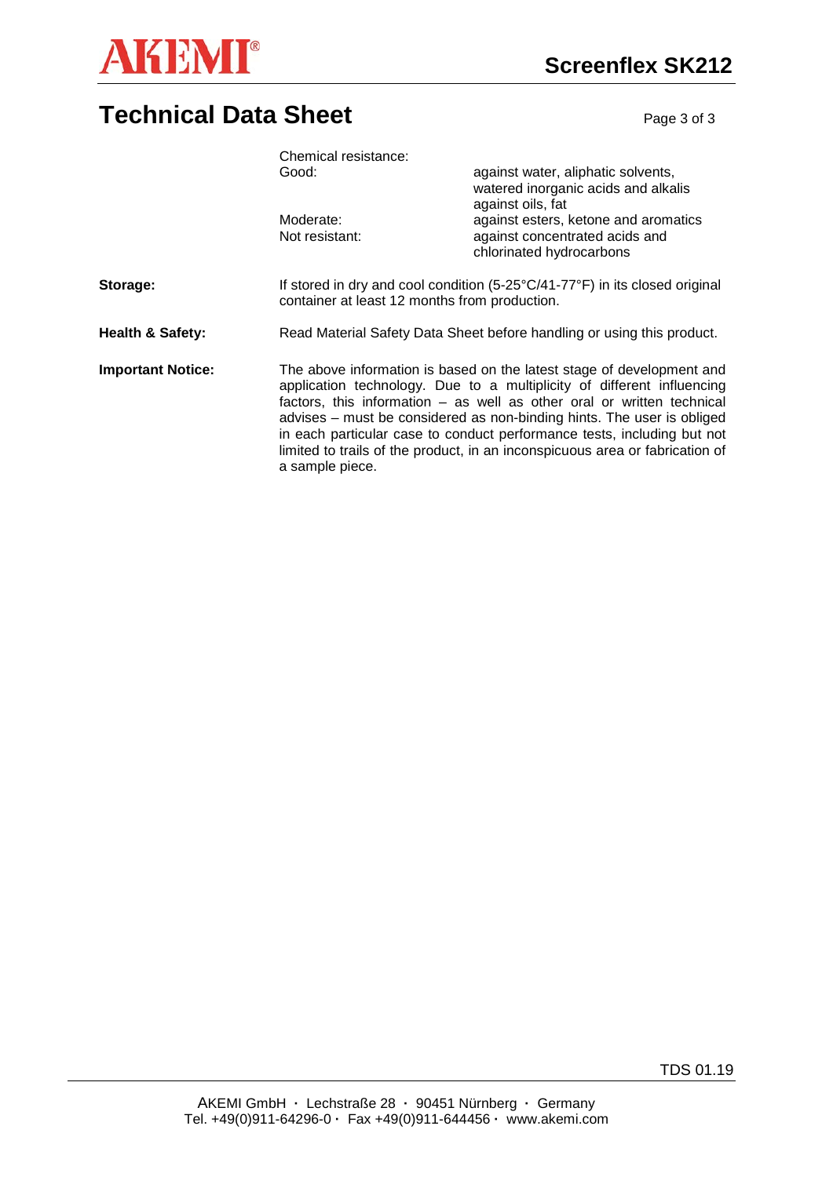| | | |
|---|---|---|
| | Chemical resistance: | |
| | Good: | against water, aliphatic solvents, watered inorganic acids and alkalis against oils, fat |
| | Moderate: | against esters, ketone and aromatics |
| | Not resistant: | against concentrated acids and chlorinated hydrocarbons |
| **Storage:** | If stored in dry and cool condition (5-25°C/41-77°F) in its closed original container at least 12 months from production. | |
| **Health & Safety:** | Read Material Safety Data Sheet before handling or using this product. | |
| **Important Notice:** | The above information is based on the latest stage of development and application technology. Due to a multiplicity of different influencing factors, this information – as well as other oral or written technical advises – must be considered as non-binding hints. The user is obliged in each particular case to conduct performance tests, including but not limited to trails of the product, in an inconspicuous area or fabrication of a sample piece. | |

TDS 01.19

AKEMI GmbH · Lechstraße 28 · 90451 Nürnberg · Germany
Tel. +49(0)911-64296-0 · Fax +49(0)911-644456 · www.akemi.com